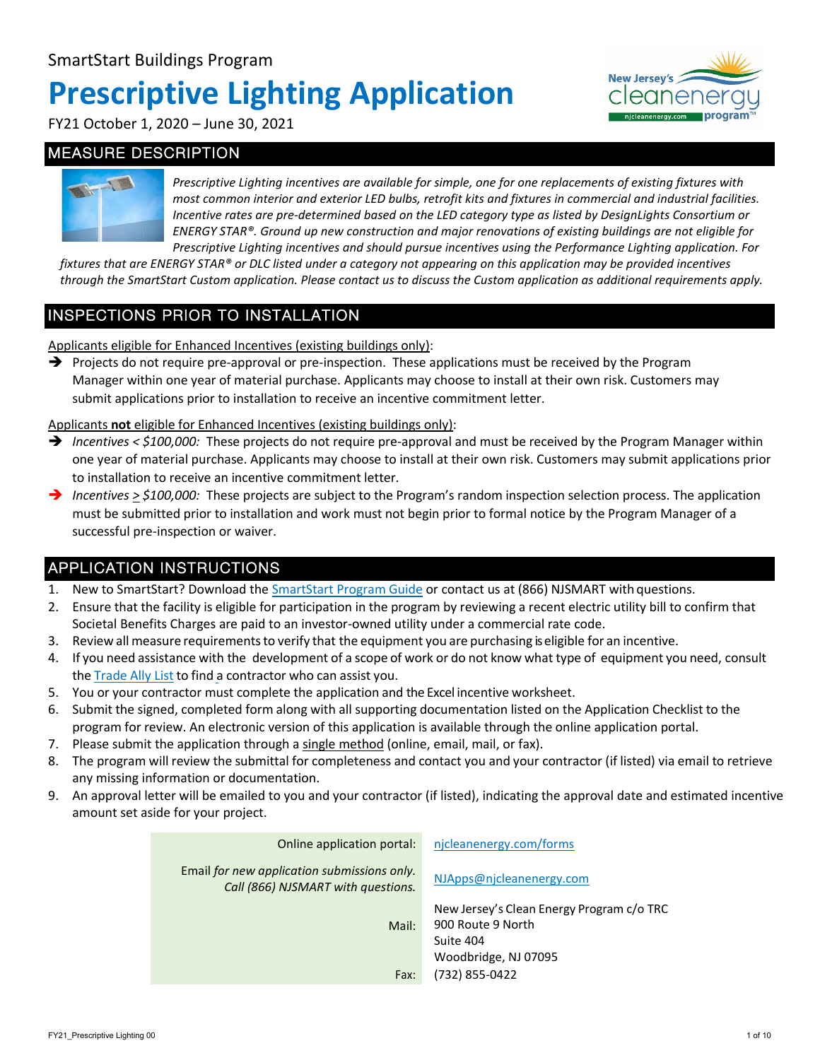SmartStart Buildings Program

# Prescriptive Lighting Application

FY21 October 1, 2020 – June 30, 2021

## MEASURE DESCRIPTION

*Prescriptive Lighting incentives are available for simple, one for one replacements of existing fixtures with most common interior and exterior LED bulbs, retrofit kits and fixtures in commercial and industrial facilities. Incentive rates are pre-determined based on the LED category type as listed by DesignLights Consortium or ENERGY STAR®. Ground up new construction and major renovations of existing buildings are not eligible for Prescriptive Lighting incentives and should pursue incentives using the Performance Lighting application. For fixtures that are ENERGY STAR® or DLC listed under a category not appearing on this application may be provided incentives through the SmartStart Custom application. Please contact us to discuss the Custom application as additional requirements apply.*

## INSPECTIONS PRIOR TO INSTALLATION

Applicants eligible for Enhanced Incentives (existing buildings only):

- ➔ Projects do not require pre-approval or pre-inspection. These applications must be received by the Program Manager within one year of material purchase. Applicants may choose to install at their own risk. Customers may submit applications prior to installation to receive an incentive commitment letter.

Applicants **not** eligible for Enhanced Incentives (existing buildings only):

- ➔ *Incentives < $100,000:* These projects do not require pre-approval and must be received by the Program Manager within one year of material purchase. Applicants may choose to install at their own risk. Customers may submit applications prior to installation to receive an incentive commitment letter.
- ➔ *Incentives ≥ $100,000:* These projects are subject to the Program's random inspection selection process. The application must be submitted prior to installation and work must not begin prior to formal notice by the Program Manager of a successful pre-inspection or waiver.

## APPLICATION INSTRUCTIONS

1. New to SmartStart? Download the SmartStart Program Guide or contact us at (866) NJSMART with questions.
2. Ensure that the facility is eligible for participation in the program by reviewing a recent electric utility bill to confirm that Societal Benefits Charges are paid to an investor-owned utility under a commercial rate code.
3. Review all measure requirements to verify that the equipment you are purchasing is eligible for an incentive.
4. If you need assistance with the development of a scope of work or do not know what type of equipment you need, consult the Trade Ally List to find a contractor who can assist you.
5. You or your contractor must complete the application and the Excel incentive worksheet.
6. Submit the signed, completed form along with all supporting documentation listed on the Application Checklist to the program for review. An electronic version of this application is available through the online application portal.
7. Please submit the application through a single method (online, email, mail, or fax).
8. The program will review the submittal for completeness and contact you and your contractor (if listed) via email to retrieve any missing information or documentation.
9. An approval letter will be emailed to you and your contractor (if listed), indicating the approval date and estimated incentive amount set aside for your project.

| | |
|---|---|
| Online application portal: | njcleanenergy.com/forms |
| Email *for new application submissions only. Call (866) NJSMART with questions.* | NJApps@njcleanenergy.com |
| Mail: | New Jersey's Clean Energy Program c/o TRC<br>900 Route 9 North<br>Suite 404<br>Woodbridge, NJ 07095 |
| Fax: | (732) 855-0422 |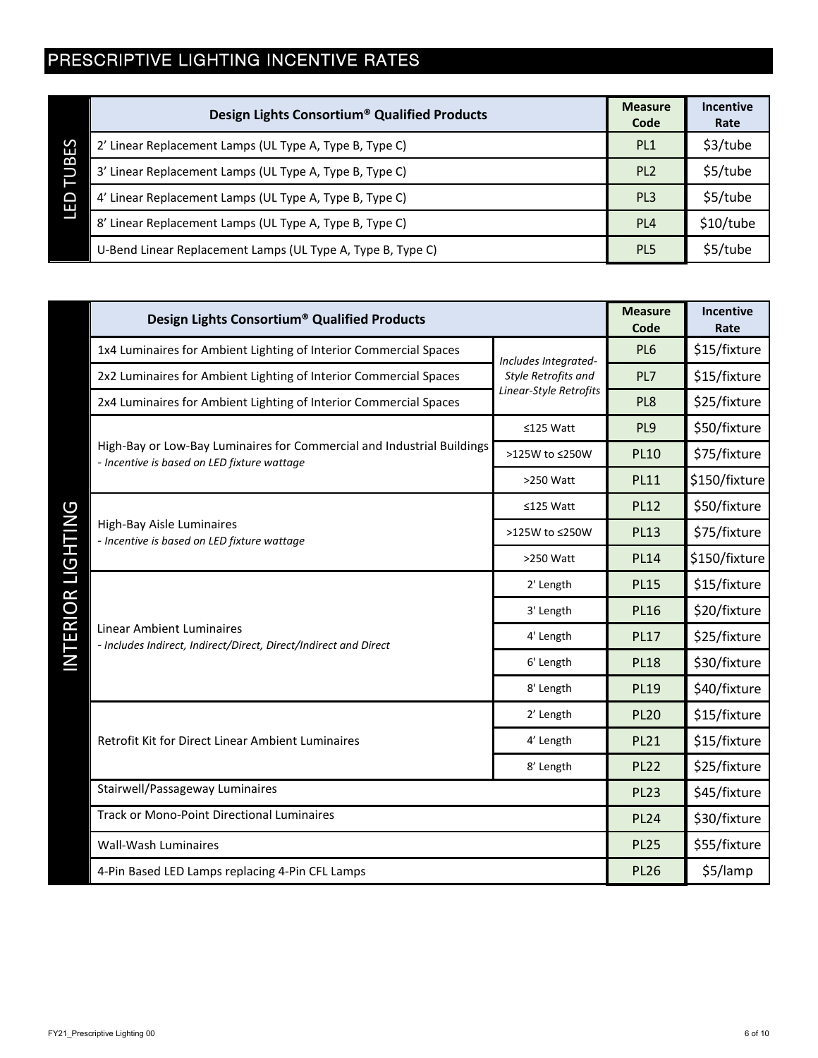## PRESCRIPTIVE LIGHTING INCENTIVE RATES

| | Design Lights Consortium® Qualified Products | Measure Code | Incentive Rate |
|---|---|---|---|
| LED TUBES | 2' Linear Replacement Lamps (UL Type A, Type B, Type C) | PL1 | $3/tube |
| | 3' Linear Replacement Lamps (UL Type A, Type B, Type C) | PL2 | $5/tube |
| | 4' Linear Replacement Lamps (UL Type A, Type B, Type C) | PL3 | $5/tube |
| | 8' Linear Replacement Lamps (UL Type A, Type B, Type C) | PL4 | $10/tube |
| | U-Bend Linear Replacement Lamps (UL Type A, Type B, Type C) | PL5 | $5/tube |

| | Design Lights Consortium® Qualified Products | | Measure Code | Incentive Rate |
|---|---|---|---|---|
| INTERIOR LIGHTING | 1x4 Luminaires for Ambient Lighting of Interior Commercial Spaces | *Includes Integrated-Style Retrofits and Linear-Style Retrofits* | PL6 | $15/fixture |
| | 2x2 Luminaires for Ambient Lighting of Interior Commercial Spaces | | PL7 | $15/fixture |
| | 2x4 Luminaires for Ambient Lighting of Interior Commercial Spaces | | PL8 | $25/fixture |
| | High-Bay or Low-Bay Luminaires for Commercial and Industrial Buildings *- Incentive is based on LED fixture wattage* | ≤125 Watt | PL9 | $50/fixture |
| | | >125W to ≤250W | PL10 | $75/fixture |
| | | >250 Watt | PL11 | $150/fixture |
| | High-Bay Aisle Luminaires *- Incentive is based on LED fixture wattage* | ≤125 Watt | PL12 | $50/fixture |
| | | >125W to ≤250W | PL13 | $75/fixture |
| | | >250 Watt | PL14 | $150/fixture |
| | Linear Ambient Luminaires *- Includes Indirect, Indirect/Direct, Direct/Indirect and Direct* | 2' Length | PL15 | $15/fixture |
| | | 3' Length | PL16 | $20/fixture |
| | | 4' Length | PL17 | $25/fixture |
| | | 6' Length | PL18 | $30/fixture |
| | | 8' Length | PL19 | $40/fixture |
| | Retrofit Kit for Direct Linear Ambient Luminaires | 2' Length | PL20 | $15/fixture |
| | | 4' Length | PL21 | $15/fixture |
| | | 8' Length | PL22 | $25/fixture |
| | Stairwell/Passageway Luminaires | | PL23 | $45/fixture |
| | Track or Mono-Point Directional Luminaires | | PL24 | $30/fixture |
| | Wall-Wash Luminaires | | PL25 | $55/fixture |
| | 4-Pin Based LED Lamps replacing 4-Pin CFL Lamps | | PL26 | $5/lamp |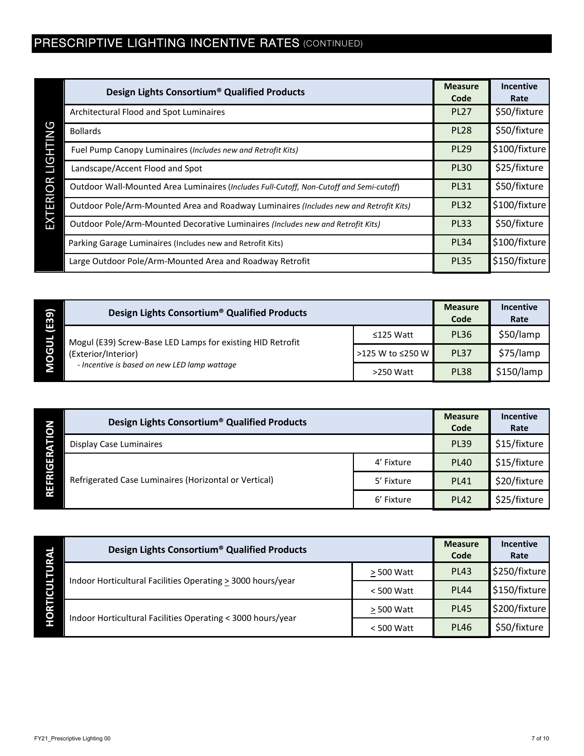## PRESCRIPTIVE LIGHTING INCENTIVE RATES (CONTINUED)

**EXTERIOR LIGHTING**

| Design Lights Consortium® Qualified Products | Measure Code | Incentive Rate |
|---|---|---|
| Architectural Flood and Spot Luminaires | PL27 | $50/fixture |
| Bollards | PL28 | $50/fixture |
| Fuel Pump Canopy Luminaires (*Includes new and Retrofit Kits)* | PL29 | $100/fixture |
| Landscape/Accent Flood and Spot | PL30 | $25/fixture |
| Outdoor Wall-Mounted Area Luminaires (*Includes Full-Cutoff, Non-Cutoff and Semi-cutoff*) | PL31 | $50/fixture |
| Outdoor Pole/Arm-Mounted Area and Roadway Luminaires *(Includes new and Retrofit Kits)* | PL32 | $100/fixture |
| Outdoor Pole/Arm-Mounted Decorative Luminaires *(Includes new and Retrofit Kits)* | PL33 | $50/fixture |
| Parking Garage Luminaires (Includes new and Retrofit Kits) | PL34 | $100/fixture |
| Large Outdoor Pole/Arm-Mounted Area and Roadway Retrofit | PL35 | $150/fixture |

**MOGUL (E39)**

| Design Lights Consortium® Qualified Products | | Measure Code | Incentive Rate |
|---|---|---|---|
| Mogul (E39) Screw-Base LED Lamps for existing HID Retrofit (Exterior/Interior) *- Incentive is based on new LED lamp wattage* | ≤125 Watt | PL36 | $50/lamp |
| | >125 W to ≤250 W | PL37 | $75/lamp |
| | >250 Watt | PL38 | $150/lamp |

**REFRIGERATION**

| Design Lights Consortium® Qualified Products | | Measure Code | Incentive Rate |
|---|---|---|---|
| Display Case Luminaires | | PL39 | $15/fixture |
| Refrigerated Case Luminaires (Horizontal or Vertical) | 4' Fixture | PL40 | $15/fixture |
| | 5' Fixture | PL41 | $20/fixture |
| | 6' Fixture | PL42 | $25/fixture |

**HORTICULTURAL**

| Design Lights Consortium® Qualified Products | | Measure Code | Incentive Rate |
|---|---|---|---|
| Indoor Horticultural Facilities Operating ≥ 3000 hours/year | ≥ 500 Watt | PL43 | $250/fixture |
| | < 500 Watt | PL44 | $150/fixture |
| Indoor Horticultural Facilities Operating < 3000 hours/year | ≥ 500 Watt | PL45 | $200/fixture |
| | < 500 Watt | PL46 | $50/fixture |

FY21_Prescriptive Lighting 00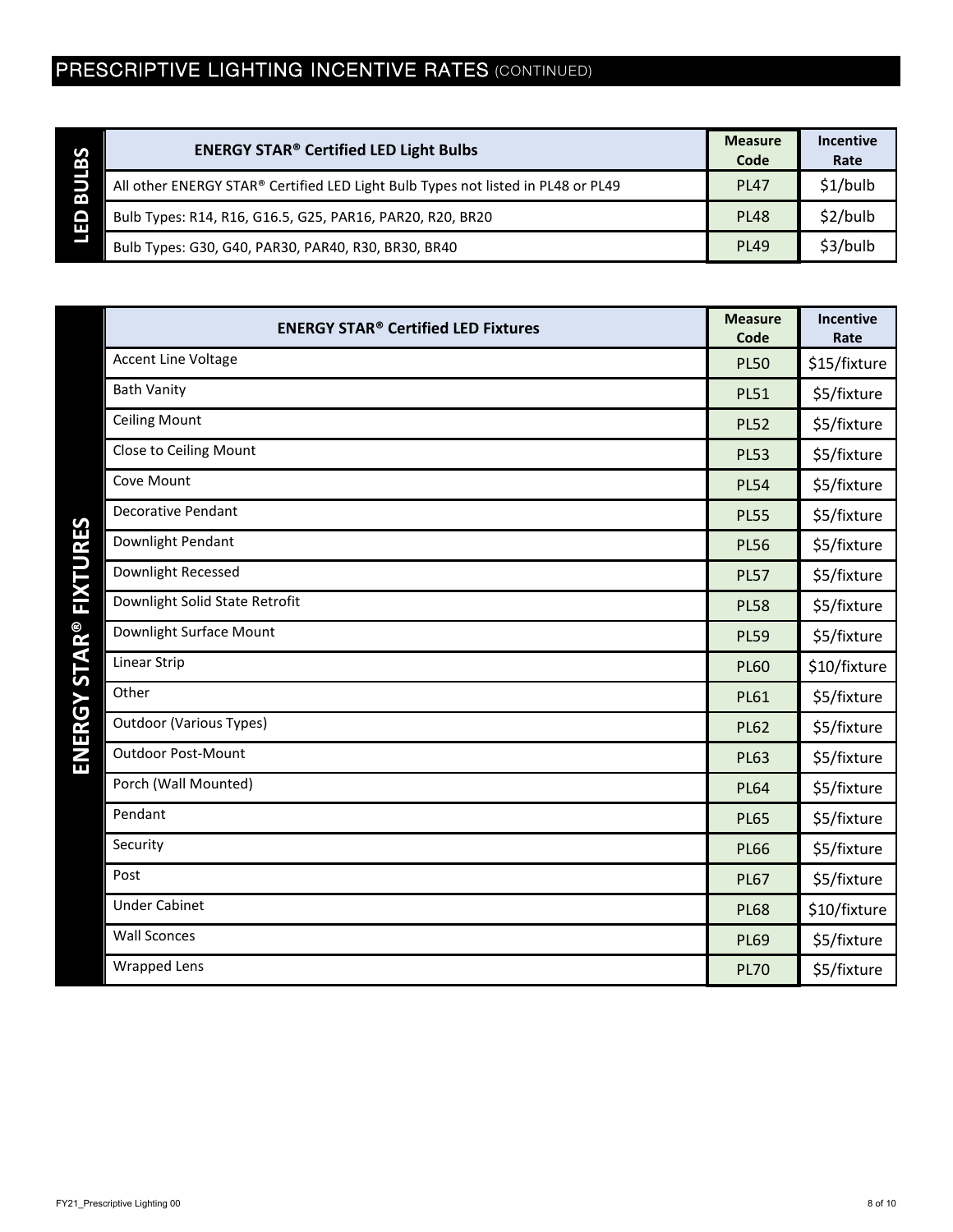## PRESCRIPTIVE LIGHTING INCENTIVE RATES (CONTINUED)

**LED BULBS**

| ENERGY STAR® Certified LED Light Bulbs | Measure Code | Incentive Rate |
|---|---|---|
| All other ENERGY STAR® Certified LED Light Bulb Types not listed in PL48 or PL49 | PL47 | $1/bulb |
| Bulb Types: R14, R16, G16.5, G25, PAR16, PAR20, R20, BR20 | PL48 | $2/bulb |
| Bulb Types: G30, G40, PAR30, PAR40, R30, BR30, BR40 | PL49 | $3/bulb |

**ENERGY STAR® FIXTURES**

| ENERGY STAR® Certified LED Fixtures | Measure Code | Incentive Rate |
|---|---|---|
| Accent Line Voltage | PL50 | $15/fixture |
| Bath Vanity | PL51 | $5/fixture |
| Ceiling Mount | PL52 | $5/fixture |
| Close to Ceiling Mount | PL53 | $5/fixture |
| Cove Mount | PL54 | $5/fixture |
| Decorative Pendant | PL55 | $5/fixture |
| Downlight Pendant | PL56 | $5/fixture |
| Downlight Recessed | PL57 | $5/fixture |
| Downlight Solid State Retrofit | PL58 | $5/fixture |
| Downlight Surface Mount | PL59 | $5/fixture |
| Linear Strip | PL60 | $10/fixture |
| Other | PL61 | $5/fixture |
| Outdoor (Various Types) | PL62 | $5/fixture |
| Outdoor Post-Mount | PL63 | $5/fixture |
| Porch (Wall Mounted) | PL64 | $5/fixture |
| Pendant | PL65 | $5/fixture |
| Security | PL66 | $5/fixture |
| Post | PL67 | $5/fixture |
| Under Cabinet | PL68 | $10/fixture |
| Wall Sconces | PL69 | $5/fixture |
| Wrapped Lens | PL70 | $5/fixture |